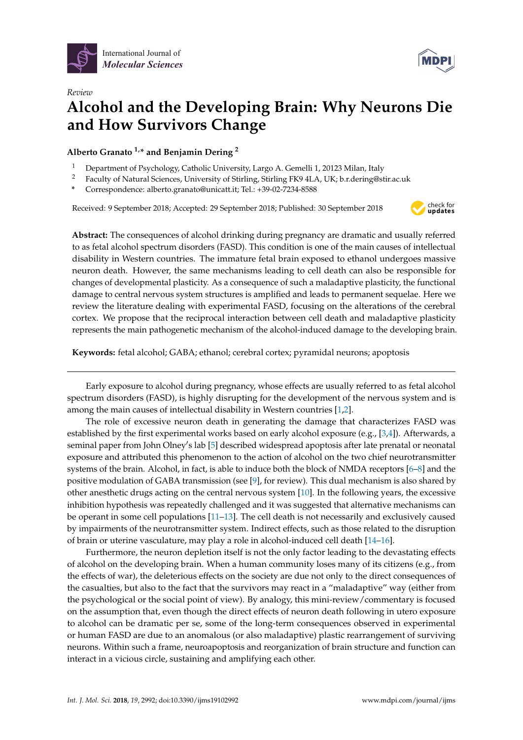International Journal of *Molecular Sciences*

*Review*

# Alcohol and the Developing Brain: Why Neurons Die and How Survivors Change

**Alberto Granato [1,*] and Benjamin Dering [2]**

[1] Department of Psychology, Catholic University, Largo A. Gemelli 1, 20123 Milan, Italy
[2] Faculty of Natural Sciences, University of Stirling, Stirling FK9 4LA, UK; b.r.dering@stir.ac.uk
[*] Correspondence: alberto.granato@unicatt.it; Tel.: +39-02-7234-8588

Received: 9 September 2018; Accepted: 29 September 2018; Published: 30 September 2018

**Abstract:** The consequences of alcohol drinking during pregnancy are dramatic and usually referred to as fetal alcohol spectrum disorders (FASD). This condition is one of the main causes of intellectual disability in Western countries. The immature fetal brain exposed to ethanol undergoes massive neuron death. However, the same mechanisms leading to cell death can also be responsible for changes of developmental plasticity. As a consequence of such a maladaptive plasticity, the functional damage to central nervous system structures is amplified and leads to permanent sequelae. Here we review the literature dealing with experimental FASD, focusing on the alterations of the cerebral cortex. We propose that the reciprocal interaction between cell death and maladaptive plasticity represents the main pathogenetic mechanism of the alcohol-induced damage to the developing brain.

**Keywords:** fetal alcohol; GABA; ethanol; cerebral cortex; pyramidal neurons; apoptosis

---

Early exposure to alcohol during pregnancy, whose effects are usually referred to as fetal alcohol spectrum disorders (FASD), is highly disrupting for the development of the nervous system and is among the main causes of intellectual disability in Western countries [1,2].

The role of excessive neuron death in generating the damage that characterizes FASD was established by the first experimental works based on early alcohol exposure (e.g., [3,4]). Afterwards, a seminal paper from John Olney's lab [5] described widespread apoptosis after late prenatal or neonatal exposure and attributed this phenomenon to the action of alcohol on the two chief neurotransmitter systems of the brain. Alcohol, in fact, is able to induce both the block of NMDA receptors [6–8] and the positive modulation of GABA transmission (see [9], for review). This dual mechanism is also shared by other anesthetic drugs acting on the central nervous system [10]. In the following years, the excessive inhibition hypothesis was repeatedly challenged and it was suggested that alternative mechanisms can be operant in some cell populations [11–13]. The cell death is not necessarily and exclusively caused by impairments of the neurotransmitter system. Indirect effects, such as those related to the disruption of brain or uterine vasculature, may play a role in alcohol-induced cell death [14–16].

Furthermore, the neuron depletion itself is not the only factor leading to the devastating effects of alcohol on the developing brain. When a human community loses many of its citizens (e.g., from the effects of war), the deleterious effects on the society are due not only to the direct consequences of the casualties, but also to the fact that the survivors may react in a "maladaptive" way (either from the psychological or the social point of view). By analogy, this mini-review/commentary is focused on the assumption that, even though the direct effects of neuron death following in utero exposure to alcohol can be dramatic per se, some of the long-term consequences observed in experimental or human FASD are due to an anomalous (or also maladaptive) plastic rearrangement of surviving neurons. Within such a frame, neuroapoptosis and reorganization of brain structure and function can interact in a vicious circle, sustaining and amplifying each other.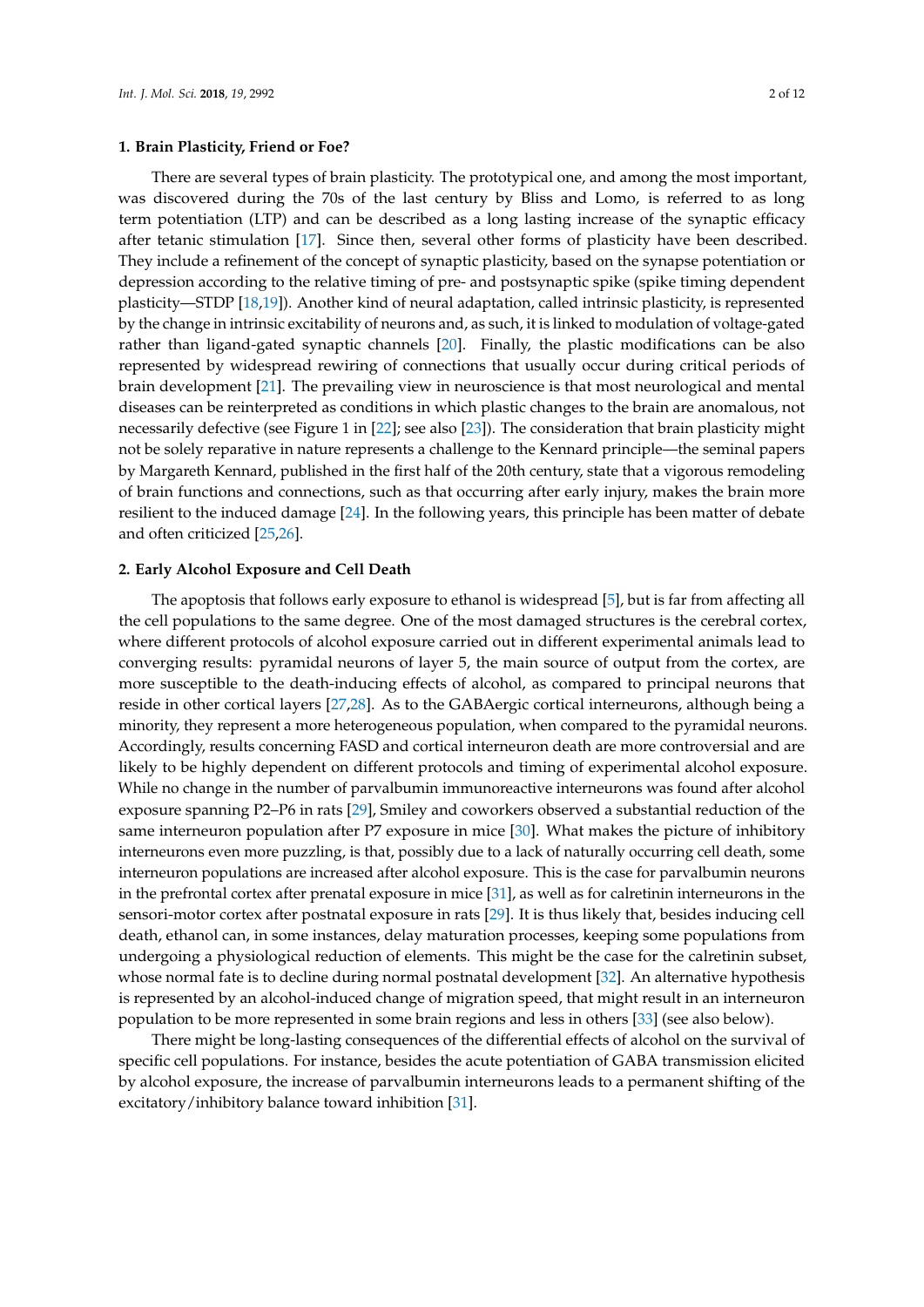## 1. Brain Plasticity, Friend or Foe?

There are several types of brain plasticity. The prototypical one, and among the most important, was discovered during the 70s of the last century by Bliss and Lomo, is referred to as long term potentiation (LTP) and can be described as a long lasting increase of the synaptic efficacy after tetanic stimulation [17]. Since then, several other forms of plasticity have been described. They include a refinement of the concept of synaptic plasticity, based on the synapse potentiation or depression according to the relative timing of pre- and postsynaptic spike (spike timing dependent plasticity—STDP [18,19]). Another kind of neural adaptation, called intrinsic plasticity, is represented by the change in intrinsic excitability of neurons and, as such, it is linked to modulation of voltage-gated rather than ligand-gated synaptic channels [20]. Finally, the plastic modifications can be also represented by widespread rewiring of connections that usually occur during critical periods of brain development [21]. The prevailing view in neuroscience is that most neurological and mental diseases can be reinterpreted as conditions in which plastic changes to the brain are anomalous, not necessarily defective (see Figure 1 in [22]; see also [23]). The consideration that brain plasticity might not be solely reparative in nature represents a challenge to the Kennard principle—the seminal papers by Margareth Kennard, published in the first half of the 20th century, state that a vigorous remodeling of brain functions and connections, such as that occurring after early injury, makes the brain more resilient to the induced damage [24]. In the following years, this principle has been matter of debate and often criticized [25,26].

## 2. Early Alcohol Exposure and Cell Death

The apoptosis that follows early exposure to ethanol is widespread [5], but is far from affecting all the cell populations to the same degree. One of the most damaged structures is the cerebral cortex, where different protocols of alcohol exposure carried out in different experimental animals lead to converging results: pyramidal neurons of layer 5, the main source of output from the cortex, are more susceptible to the death-inducing effects of alcohol, as compared to principal neurons that reside in other cortical layers [27,28]. As to the GABAergic cortical interneurons, although being a minority, they represent a more heterogeneous population, when compared to the pyramidal neurons. Accordingly, results concerning FASD and cortical interneuron death are more controversial and are likely to be highly dependent on different protocols and timing of experimental alcohol exposure. While no change in the number of parvalbumin immunoreactive interneurons was found after alcohol exposure spanning P2–P6 in rats [29], Smiley and coworkers observed a substantial reduction of the same interneuron population after P7 exposure in mice [30]. What makes the picture of inhibitory interneurons even more puzzling, is that, possibly due to a lack of naturally occurring cell death, some interneuron populations are increased after alcohol exposure. This is the case for parvalbumin neurons in the prefrontal cortex after prenatal exposure in mice [31], as well as for calretinin interneurons in the sensori-motor cortex after postnatal exposure in rats [29]. It is thus likely that, besides inducing cell death, ethanol can, in some instances, delay maturation processes, keeping some populations from undergoing a physiological reduction of elements. This might be the case for the calretinin subset, whose normal fate is to decline during normal postnatal development [32]. An alternative hypothesis is represented by an alcohol-induced change of migration speed, that might result in an interneuron population to be more represented in some brain regions and less in others [33] (see also below).

There might be long-lasting consequences of the differential effects of alcohol on the survival of specific cell populations. For instance, besides the acute potentiation of GABA transmission elicited by alcohol exposure, the increase of parvalbumin interneurons leads to a permanent shifting of the excitatory/inhibitory balance toward inhibition [31].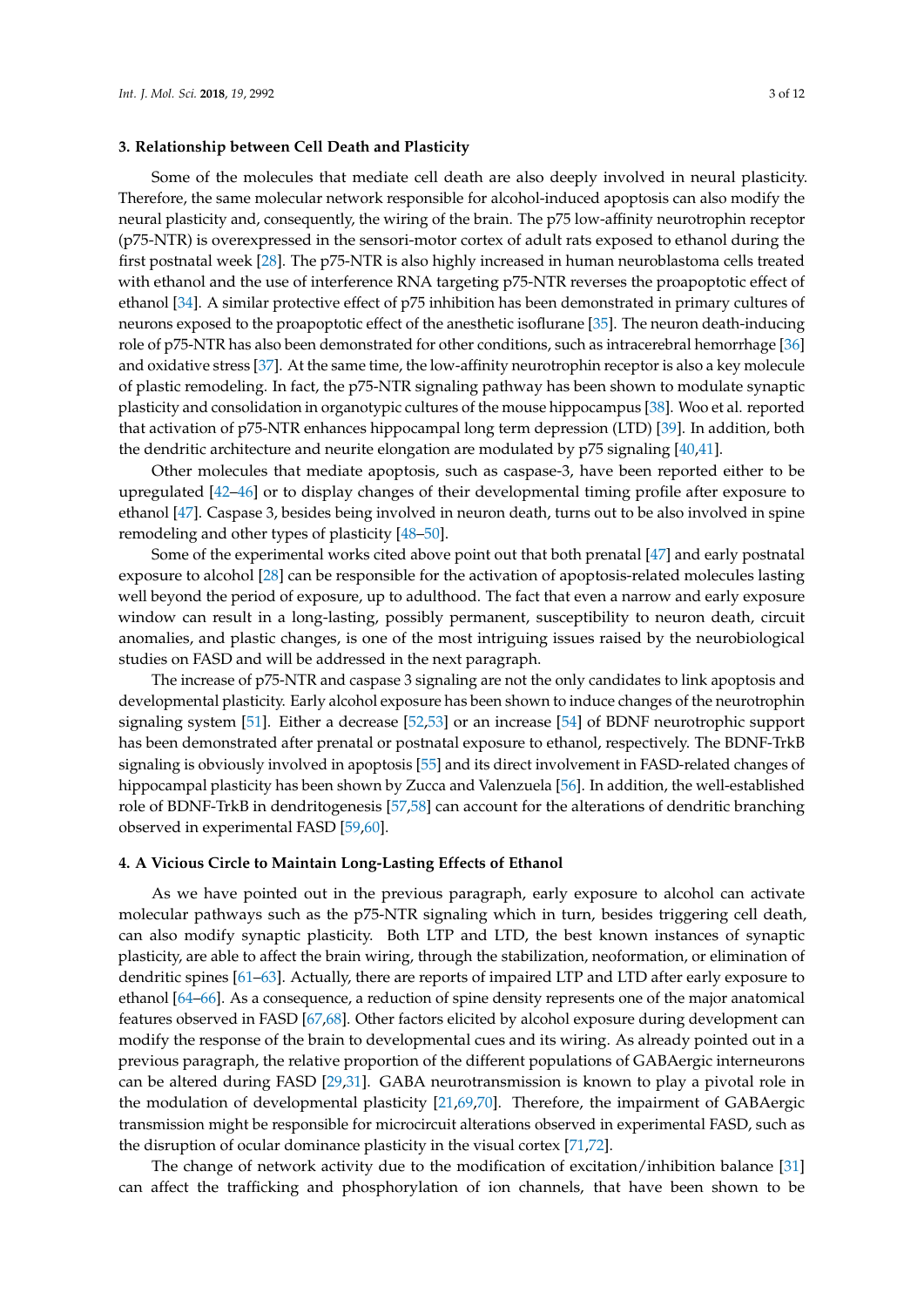## 3. Relationship between Cell Death and Plasticity

Some of the molecules that mediate cell death are also deeply involved in neural plasticity. Therefore, the same molecular network responsible for alcohol-induced apoptosis can also modify the neural plasticity and, consequently, the wiring of the brain. The p75 low-affinity neurotrophin receptor (p75-NTR) is overexpressed in the sensori-motor cortex of adult rats exposed to ethanol during the first postnatal week [28]. The p75-NTR is also highly increased in human neuroblastoma cells treated with ethanol and the use of interference RNA targeting p75-NTR reverses the proapoptotic effect of ethanol [34]. A similar protective effect of p75 inhibition has been demonstrated in primary cultures of neurons exposed to the proapoptotic effect of the anesthetic isoflurane [35]. The neuron death-inducing role of p75-NTR has also been demonstrated for other conditions, such as intracerebral hemorrhage [36] and oxidative stress [37]. At the same time, the low-affinity neurotrophin receptor is also a key molecule of plastic remodeling. In fact, the p75-NTR signaling pathway has been shown to modulate synaptic plasticity and consolidation in organotypic cultures of the mouse hippocampus [38]. Woo et al. reported that activation of p75-NTR enhances hippocampal long term depression (LTD) [39]. In addition, both the dendritic architecture and neurite elongation are modulated by p75 signaling [40,41].

Other molecules that mediate apoptosis, such as caspase-3, have been reported either to be upregulated [42–46] or to display changes of their developmental timing profile after exposure to ethanol [47]. Caspase 3, besides being involved in neuron death, turns out to be also involved in spine remodeling and other types of plasticity [48–50].

Some of the experimental works cited above point out that both prenatal [47] and early postnatal exposure to alcohol [28] can be responsible for the activation of apoptosis-related molecules lasting well beyond the period of exposure, up to adulthood. The fact that even a narrow and early exposure window can result in a long-lasting, possibly permanent, susceptibility to neuron death, circuit anomalies, and plastic changes, is one of the most intriguing issues raised by the neurobiological studies on FASD and will be addressed in the next paragraph.

The increase of p75-NTR and caspase 3 signaling are not the only candidates to link apoptosis and developmental plasticity. Early alcohol exposure has been shown to induce changes of the neurotrophin signaling system [51]. Either a decrease [52,53] or an increase [54] of BDNF neurotrophic support has been demonstrated after prenatal or postnatal exposure to ethanol, respectively. The BDNF-TrkB signaling is obviously involved in apoptosis [55] and its direct involvement in FASD-related changes of hippocampal plasticity has been shown by Zucca and Valenzuela [56]. In addition, the well-established role of BDNF-TrkB in dendritogenesis [57,58] can account for the alterations of dendritic branching observed in experimental FASD [59,60].

## 4. A Vicious Circle to Maintain Long-Lasting Effects of Ethanol

As we have pointed out in the previous paragraph, early exposure to alcohol can activate molecular pathways such as the p75-NTR signaling which in turn, besides triggering cell death, can also modify synaptic plasticity. Both LTP and LTD, the best known instances of synaptic plasticity, are able to affect the brain wiring, through the stabilization, neoformation, or elimination of dendritic spines [61–63]. Actually, there are reports of impaired LTP and LTD after early exposure to ethanol [64–66]. As a consequence, a reduction of spine density represents one of the major anatomical features observed in FASD [67,68]. Other factors elicited by alcohol exposure during development can modify the response of the brain to developmental cues and its wiring. As already pointed out in a previous paragraph, the relative proportion of the different populations of GABAergic interneurons can be altered during FASD [29,31]. GABA neurotransmission is known to play a pivotal role in the modulation of developmental plasticity [21,69,70]. Therefore, the impairment of GABAergic transmission might be responsible for microcircuit alterations observed in experimental FASD, such as the disruption of ocular dominance plasticity in the visual cortex [71,72].

The change of network activity due to the modification of excitation/inhibition balance [31] can affect the trafficking and phosphorylation of ion channels, that have been shown to be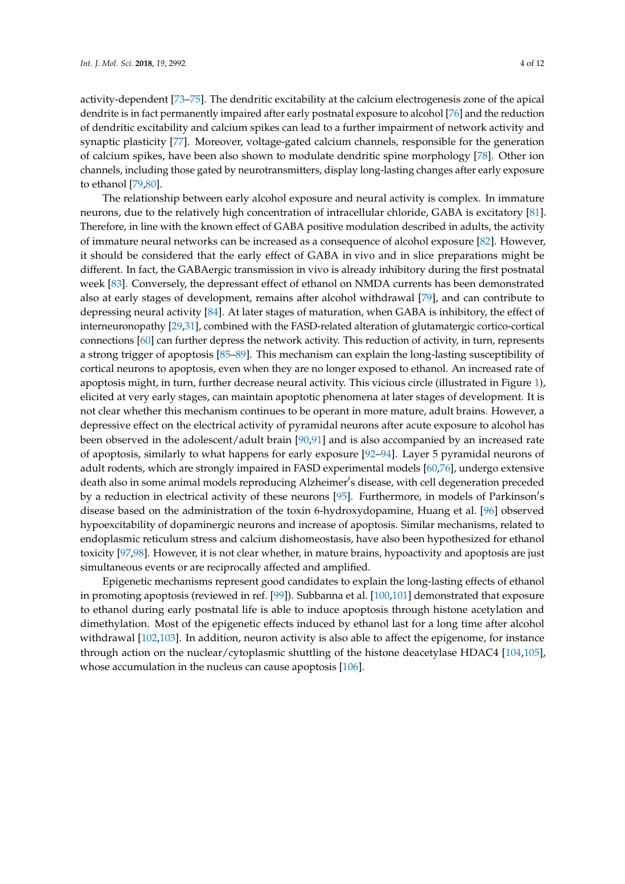activity-dependent [73–75]. The dendritic excitability at the calcium electrogenesis zone of the apical dendrite is in fact permanently impaired after early postnatal exposure to alcohol [76] and the reduction of dendritic excitability and calcium spikes can lead to a further impairment of network activity and synaptic plasticity [77]. Moreover, voltage-gated calcium channels, responsible for the generation of calcium spikes, have been also shown to modulate dendritic spine morphology [78]. Other ion channels, including those gated by neurotransmitters, display long-lasting changes after early exposure to ethanol [79,80].

The relationship between early alcohol exposure and neural activity is complex. In immature neurons, due to the relatively high concentration of intracellular chloride, GABA is excitatory [81]. Therefore, in line with the known effect of GABA positive modulation described in adults, the activity of immature neural networks can be increased as a consequence of alcohol exposure [82]. However, it should be considered that the early effect of GABA in vivo and in slice preparations might be different. In fact, the GABAergic transmission in vivo is already inhibitory during the first postnatal week [83]. Conversely, the depressant effect of ethanol on NMDA currents has been demonstrated also at early stages of development, remains after alcohol withdrawal [79], and can contribute to depressing neural activity [84]. At later stages of maturation, when GABA is inhibitory, the effect of interneuronopathy [29,31], combined with the FASD-related alteration of glutamatergic cortico-cortical connections [60] can further depress the network activity. This reduction of activity, in turn, represents a strong trigger of apoptosis [85–89]. This mechanism can explain the long-lasting susceptibility of cortical neurons to apoptosis, even when they are no longer exposed to ethanol. An increased rate of apoptosis might, in turn, further decrease neural activity. This vicious circle (illustrated in Figure 1), elicited at very early stages, can maintain apoptotic phenomena at later stages of development. It is not clear whether this mechanism continues to be operant in more mature, adult brains. However, a depressive effect on the electrical activity of pyramidal neurons after acute exposure to alcohol has been observed in the adolescent/adult brain [90,91] and is also accompanied by an increased rate of apoptosis, similarly to what happens for early exposure [92–94]. Layer 5 pyramidal neurons of adult rodents, which are strongly impaired in FASD experimental models [60,76], undergo extensive death also in some animal models reproducing Alzheimer′s disease, with cell degeneration preceded by a reduction in electrical activity of these neurons [95]. Furthermore, in models of Parkinson′s disease based on the administration of the toxin 6-hydroxydopamine, Huang et al. [96] observed hypoexcitability of dopaminergic neurons and increase of apoptosis. Similar mechanisms, related to endoplasmic reticulum stress and calcium dishomeostasis, have also been hypothesized for ethanol toxicity [97,98]. However, it is not clear whether, in mature brains, hypoactivity and apoptosis are just simultaneous events or are reciprocally affected and amplified.

Epigenetic mechanisms represent good candidates to explain the long-lasting effects of ethanol in promoting apoptosis (reviewed in ref. [99]). Subbanna et al. [100,101] demonstrated that exposure to ethanol during early postnatal life is able to induce apoptosis through histone acetylation and dimethylation. Most of the epigenetic effects induced by ethanol last for a long time after alcohol withdrawal [102,103]. In addition, neuron activity is also able to affect the epigenome, for instance through action on the nuclear/cytoplasmic shuttling of the histone deacetylase HDAC4 [104,105], whose accumulation in the nucleus can cause apoptosis [106].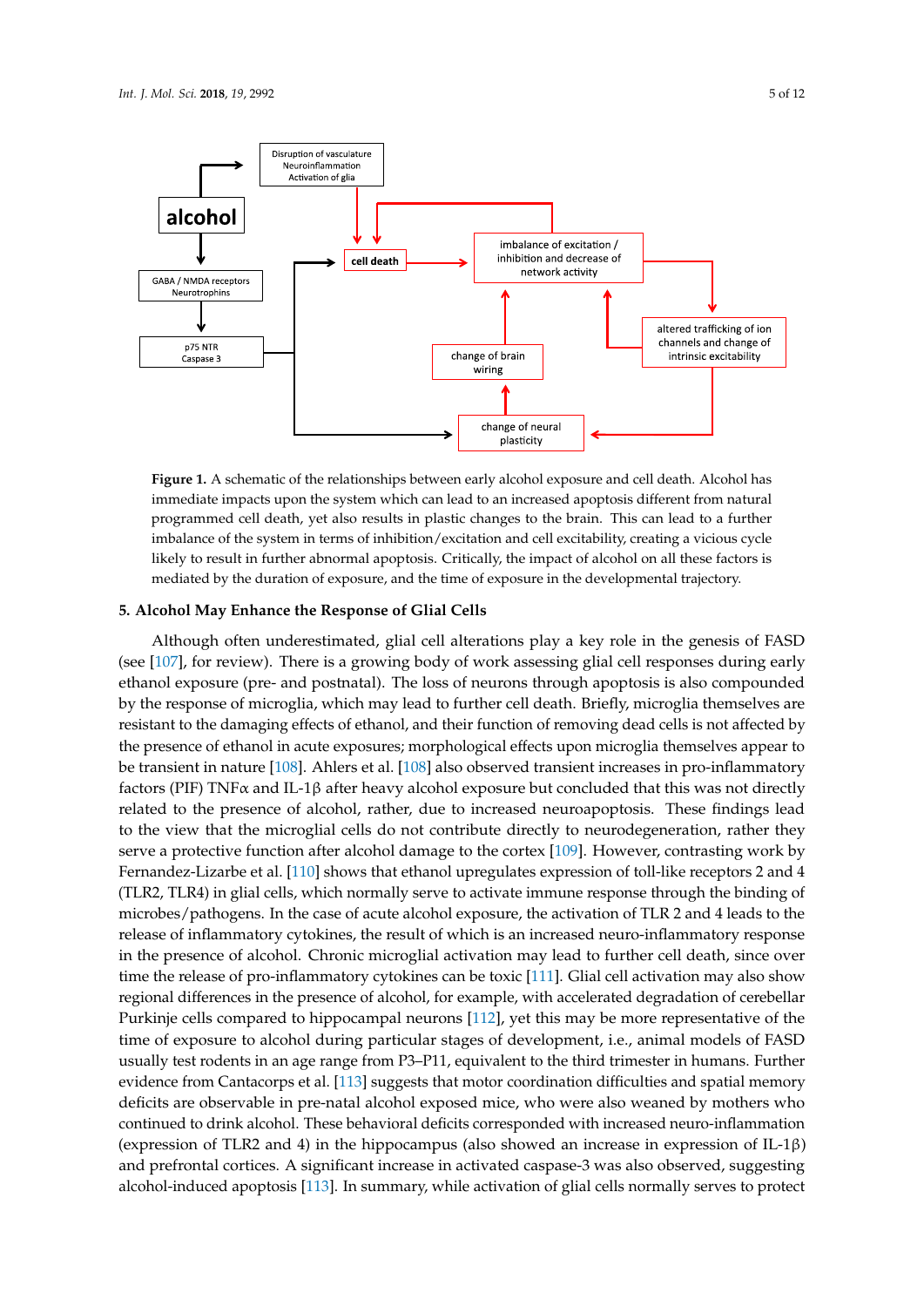**Figure 1.** A schematic of the relationships between early alcohol exposure and cell death. Alcohol has immediate impacts upon the system which can lead to an increased apoptosis different from natural programmed cell death, yet also results in plastic changes to the brain. This can lead to a further imbalance of the system in terms of inhibition/excitation and cell excitability, creating a vicious cycle likely to result in further abnormal apoptosis. Critically, the impact of alcohol on all these factors is mediated by the duration of exposure, and the time of exposure in the developmental trajectory.

## 5. Alcohol May Enhance the Response of Glial Cells

Although often underestimated, glial cell alterations play a key role in the genesis of FASD (see [107], for review). There is a growing body of work assessing glial cell responses during early ethanol exposure (pre- and postnatal). The loss of neurons through apoptosis is also compounded by the response of microglia, which may lead to further cell death. Briefly, microglia themselves are resistant to the damaging effects of ethanol, and their function of removing dead cells is not affected by the presence of ethanol in acute exposures; morphological effects upon microglia themselves appear to be transient in nature [108]. Ahlers et al. [108] also observed transient increases in pro-inflammatory factors (PIF) TNFα and IL-1β after heavy alcohol exposure but concluded that this was not directly related to the presence of alcohol, rather, due to increased neuroapoptosis. These findings lead to the view that the microglial cells do not contribute directly to neurodegeneration, rather they serve a protective function after alcohol damage to the cortex [109]. However, contrasting work by Fernandez-Lizarbe et al. [110] shows that ethanol upregulates expression of toll-like receptors 2 and 4 (TLR2, TLR4) in glial cells, which normally serve to activate immune response through the binding of microbes/pathogens. In the case of acute alcohol exposure, the activation of TLR 2 and 4 leads to the release of inflammatory cytokines, the result of which is an increased neuro-inflammatory response in the presence of alcohol. Chronic microglial activation may lead to further cell death, since over time the release of pro-inflammatory cytokines can be toxic [111]. Glial cell activation may also show regional differences in the presence of alcohol, for example, with accelerated degradation of cerebellar Purkinje cells compared to hippocampal neurons [112], yet this may be more representative of the time of exposure to alcohol during particular stages of development, i.e., animal models of FASD usually test rodents in an age range from P3–P11, equivalent to the third trimester in humans. Further evidence from Cantacorps et al. [113] suggests that motor coordination difficulties and spatial memory deficits are observable in pre-natal alcohol exposed mice, who were also weaned by mothers who continued to drink alcohol. These behavioral deficits corresponded with increased neuro-inflammation (expression of TLR2 and 4) in the hippocampus (also showed an increase in expression of IL-1β) and prefrontal cortices. A significant increase in activated caspase-3 was also observed, suggesting alcohol-induced apoptosis [113]. In summary, while activation of glial cells normally serves to protect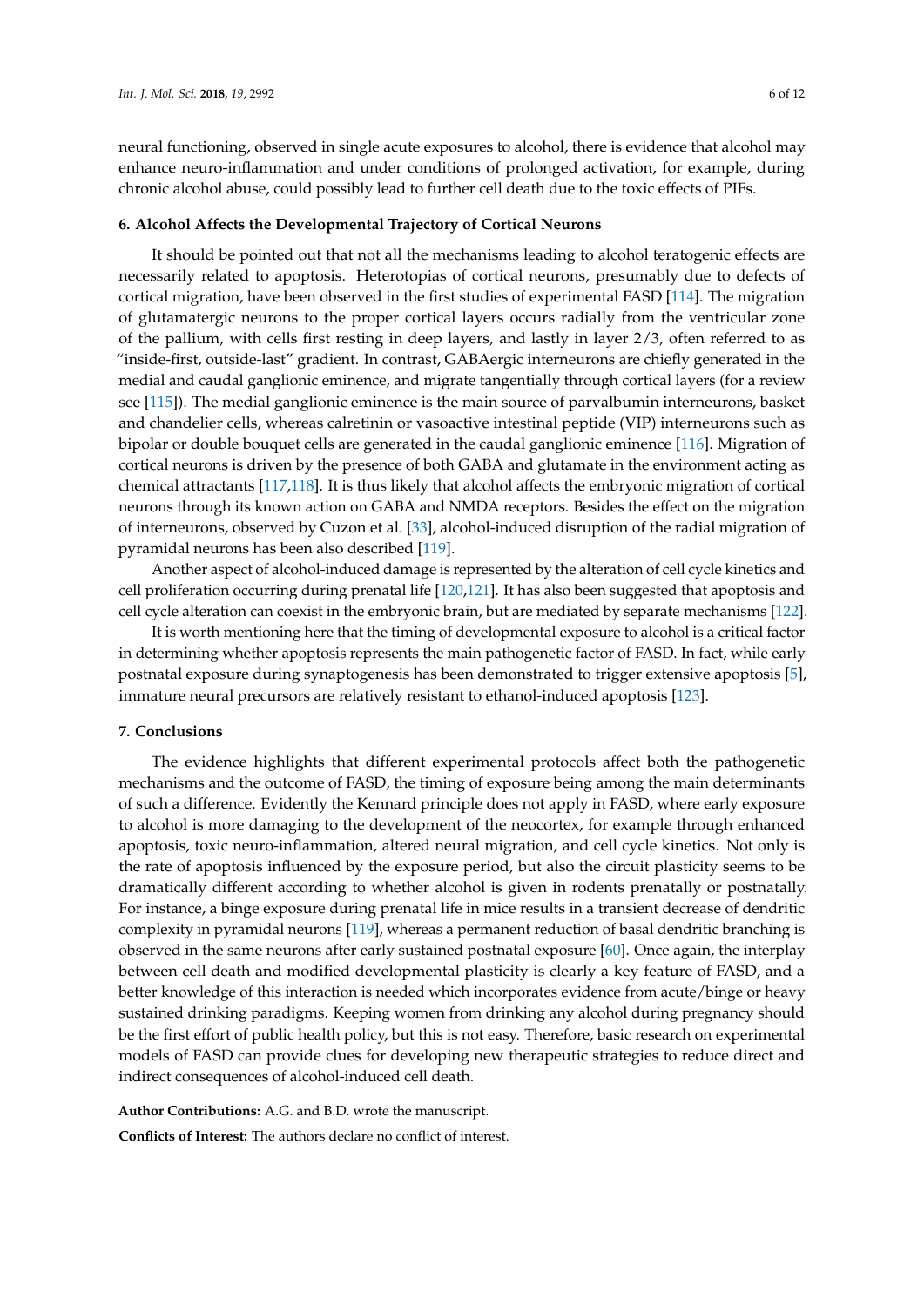neural functioning, observed in single acute exposures to alcohol, there is evidence that alcohol may enhance neuro-inflammation and under conditions of prolonged activation, for example, during chronic alcohol abuse, could possibly lead to further cell death due to the toxic effects of PIFs.

## 6. Alcohol Affects the Developmental Trajectory of Cortical Neurons

It should be pointed out that not all the mechanisms leading to alcohol teratogenic effects are necessarily related to apoptosis. Heterotopias of cortical neurons, presumably due to defects of cortical migration, have been observed in the first studies of experimental FASD [114]. The migration of glutamatergic neurons to the proper cortical layers occurs radially from the ventricular zone of the pallium, with cells first resting in deep layers, and lastly in layer 2/3, often referred to as "inside-first, outside-last" gradient. In contrast, GABAergic interneurons are chiefly generated in the medial and caudal ganglionic eminence, and migrate tangentially through cortical layers (for a review see [115]). The medial ganglionic eminence is the main source of parvalbumin interneurons, basket and chandelier cells, whereas calretinin or vasoactive intestinal peptide (VIP) interneurons such as bipolar or double bouquet cells are generated in the caudal ganglionic eminence [116]. Migration of cortical neurons is driven by the presence of both GABA and glutamate in the environment acting as chemical attractants [117,118]. It is thus likely that alcohol affects the embryonic migration of cortical neurons through its known action on GABA and NMDA receptors. Besides the effect on the migration of interneurons, observed by Cuzon et al. [33], alcohol-induced disruption of the radial migration of pyramidal neurons has been also described [119].

Another aspect of alcohol-induced damage is represented by the alteration of cell cycle kinetics and cell proliferation occurring during prenatal life [120,121]. It has also been suggested that apoptosis and cell cycle alteration can coexist in the embryonic brain, but are mediated by separate mechanisms [122].

It is worth mentioning here that the timing of developmental exposure to alcohol is a critical factor in determining whether apoptosis represents the main pathogenetic factor of FASD. In fact, while early postnatal exposure during synaptogenesis has been demonstrated to trigger extensive apoptosis [5], immature neural precursors are relatively resistant to ethanol-induced apoptosis [123].

## 7. Conclusions

The evidence highlights that different experimental protocols affect both the pathogenetic mechanisms and the outcome of FASD, the timing of exposure being among the main determinants of such a difference. Evidently the Kennard principle does not apply in FASD, where early exposure to alcohol is more damaging to the development of the neocortex, for example through enhanced apoptosis, toxic neuro-inflammation, altered neural migration, and cell cycle kinetics. Not only is the rate of apoptosis influenced by the exposure period, but also the circuit plasticity seems to be dramatically different according to whether alcohol is given in rodents prenatally or postnatally. For instance, a binge exposure during prenatal life in mice results in a transient decrease of dendritic complexity in pyramidal neurons [119], whereas a permanent reduction of basal dendritic branching is observed in the same neurons after early sustained postnatal exposure [60]. Once again, the interplay between cell death and modified developmental plasticity is clearly a key feature of FASD, and a better knowledge of this interaction is needed which incorporates evidence from acute/binge or heavy sustained drinking paradigms. Keeping women from drinking any alcohol during pregnancy should be the first effort of public health policy, but this is not easy. Therefore, basic research on experimental models of FASD can provide clues for developing new therapeutic strategies to reduce direct and indirect consequences of alcohol-induced cell death.

**Author Contributions:** A.G. and B.D. wrote the manuscript.

**Conflicts of Interest:** The authors declare no conflict of interest.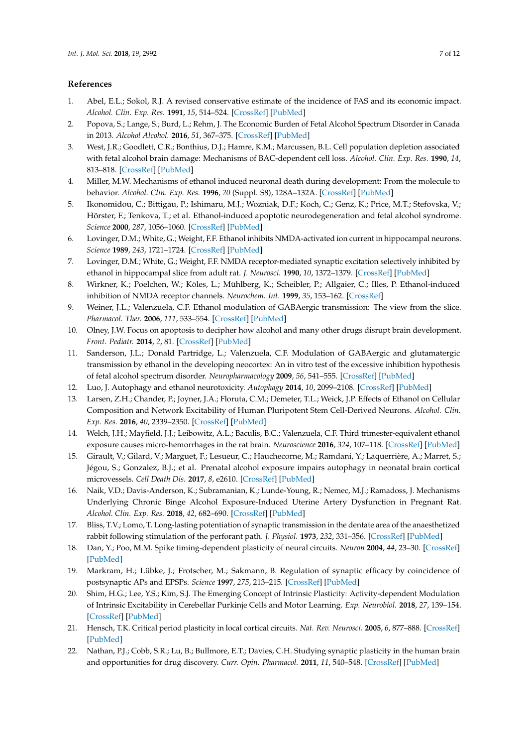## References

1. Abel, E.L.; Sokol, R.J. A revised conservative estimate of the incidence of FAS and its economic impact. *Alcohol. Clin. Exp. Res.* **1991**, *15*, 514–524. [CrossRef] [PubMed]
2. Popova, S.; Lange, S.; Burd, L.; Rehm, J. The Economic Burden of Fetal Alcohol Spectrum Disorder in Canada in 2013. *Alcohol Alcohol.* **2016**, *51*, 367–375. [CrossRef] [PubMed]
3. West, J.R.; Goodlett, C.R.; Bonthius, D.J.; Hamre, K.M.; Marcussen, B.L. Cell population depletion associated with fetal alcohol brain damage: Mechanisms of BAC-dependent cell loss. *Alcohol. Clin. Exp. Res.* **1990**, *14*, 813–818. [CrossRef] [PubMed]
4. Miller, M.W. Mechanisms of ethanol induced neuronal death during development: From the molecule to behavior. *Alcohol. Clin. Exp. Res.* **1996**, *20* (Suppl. S8), 128A–132A. [CrossRef] [PubMed]
5. Ikonomidou, C.; Bittigau, P.; Ishimaru, M.J.; Wozniak, D.F.; Koch, C.; Genz, K.; Price, M.T.; Stefovska, V.; Hörster, F.; Tenkova, T.; et al. Ethanol-induced apoptotic neurodegeneration and fetal alcohol syndrome. *Science* **2000**, *287*, 1056–1060. [CrossRef] [PubMed]
6. Lovinger, D.M.; White, G.; Weight, F.F. Ethanol inhibits NMDA-activated ion current in hippocampal neurons. *Science* **1989**, *243*, 1721–1724. [CrossRef] [PubMed]
7. Lovinger, D.M.; White, G.; Weight, F.F. NMDA receptor-mediated synaptic excitation selectively inhibited by ethanol in hippocampal slice from adult rat. *J. Neurosci.* **1990**, *10*, 1372–1379. [CrossRef] [PubMed]
8. Wirkner, K.; Poelchen, W.; Köles, L.; Mühlberg, K.; Scheibler, P.; Allgaier, C.; Illes, P. Ethanol-induced inhibition of NMDA receptor channels. *Neurochem. Int.* **1999**, *35*, 153–162. [CrossRef]
9. Weiner, J.L.; Valenzuela, C.F. Ethanol modulation of GABAergic transmission: The view from the slice. *Pharmacol. Ther.* **2006**, *111*, 533–554. [CrossRef] [PubMed]
10. Olney, J.W. Focus on apoptosis to decipher how alcohol and many other drugs disrupt brain development. *Front. Pediatr.* **2014**, *2*, 81. [CrossRef] [PubMed]
11. Sanderson, J.L.; Donald Partridge, L.; Valenzuela, C.F. Modulation of GABAergic and glutamatergic transmission by ethanol in the developing neocortex: An in vitro test of the excessive inhibition hypothesis of fetal alcohol spectrum disorder. *Neuropharmacology* **2009**, *56*, 541–555. [CrossRef] [PubMed]
12. Luo, J. Autophagy and ethanol neurotoxicity. *Autophagy* **2014**, *10*, 2099–2108. [CrossRef] [PubMed]
13. Larsen, Z.H.; Chander, P.; Joyner, J.A.; Floruta, C.M.; Demeter, T.L.; Weick, J.P. Effects of Ethanol on Cellular Composition and Network Excitability of Human Pluripotent Stem Cell-Derived Neurons. *Alcohol. Clin. Exp. Res.* **2016**, *40*, 2339–2350. [CrossRef] [PubMed]
14. Welch, J.H.; Mayfield, J.J.; Leibowitz, A.L.; Baculis, B.C.; Valenzuela, C.F. Third trimester-equivalent ethanol exposure causes micro-hemorrhages in the rat brain. *Neuroscience* **2016**, *324*, 107–118. [CrossRef] [PubMed]
15. Girault, V.; Gilard, V.; Marguet, F.; Lesueur, C.; Hauchecorne, M.; Ramdani, Y.; Laquerrière, A.; Marret, S.; Jégou, S.; Gonzalez, B.J.; et al. Prenatal alcohol exposure impairs autophagy in neonatal brain cortical microvessels. *Cell Death Dis.* **2017**, *8*, e2610. [CrossRef] [PubMed]
16. Naik, V.D.; Davis-Anderson, K.; Subramanian, K.; Lunde-Young, R.; Nemec, M.J.; Ramadoss, J. Mechanisms Underlying Chronic Binge Alcohol Exposure-Induced Uterine Artery Dysfunction in Pregnant Rat. *Alcohol. Clin. Exp. Res.* **2018**, *42*, 682–690. [CrossRef] [PubMed]
17. Bliss, T.V.; Lomo, T. Long-lasting potentiation of synaptic transmission in the dentate area of the anaesthetized rabbit following stimulation of the perforant path. *J. Physiol.* **1973**, *232*, 331–356. [CrossRef] [PubMed]
18. Dan, Y.; Poo, M.M. Spike timing-dependent plasticity of neural circuits. *Neuron* **2004**, *44*, 23–30. [CrossRef] [PubMed]
19. Markram, H.; Lübke, J.; Frotscher, M.; Sakmann, B. Regulation of synaptic efficacy by coincidence of postsynaptic APs and EPSPs. *Science* **1997**, *275*, 213–215. [CrossRef] [PubMed]
20. Shim, H.G.; Lee, Y.S.; Kim, S.J. The Emerging Concept of Intrinsic Plasticity: Activity-dependent Modulation of Intrinsic Excitability in Cerebellar Purkinje Cells and Motor Learning. *Exp. Neurobiol.* **2018**, *27*, 139–154. [CrossRef] [PubMed]
21. Hensch, T.K. Critical period plasticity in local cortical circuits. *Nat. Rev. Neurosci.* **2005**, *6*, 877–888. [CrossRef] [PubMed]
22. Nathan, P.J.; Cobb, S.R.; Lu, B.; Bullmore, E.T.; Davies, C.H. Studying synaptic plasticity in the human brain and opportunities for drug discovery. *Curr. Opin. Pharmacol.* **2011**, *11*, 540–548. [CrossRef] [PubMed]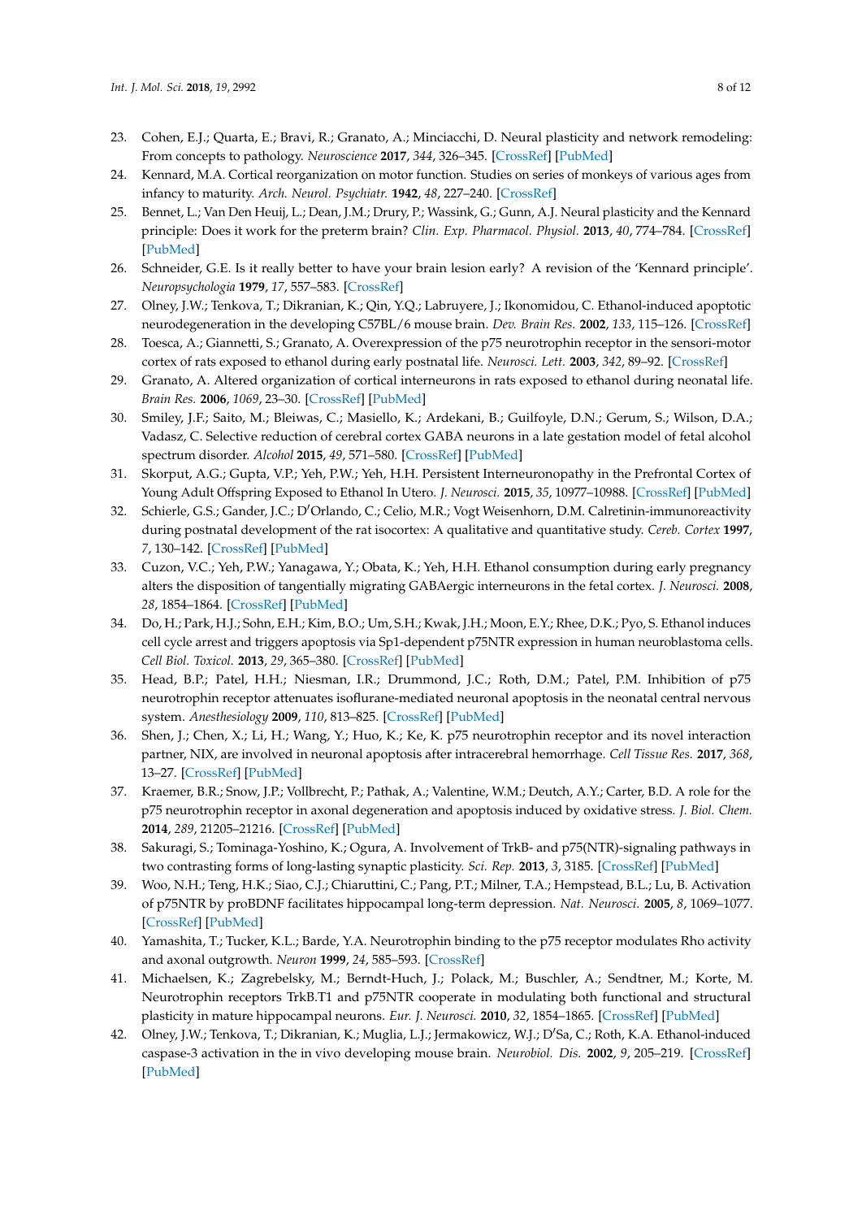23. Cohen, E.J.; Quarta, E.; Bravi, R.; Granato, A.; Minciacchi, D. Neural plasticity and network remodeling: From concepts to pathology. *Neuroscience* **2017**, *344*, 326–345. [CrossRef] [PubMed]
24. Kennard, M.A. Cortical reorganization on motor function. Studies on series of monkeys of various ages from infancy to maturity. *Arch. Neurol. Psychiatr.* **1942**, *48*, 227–240. [CrossRef]
25. Bennet, L.; Van Den Heuij, L.; Dean, J.M.; Drury, P.; Wassink, G.; Gunn, A.J. Neural plasticity and the Kennard principle: Does it work for the preterm brain? *Clin. Exp. Pharmacol. Physiol.* **2013**, *40*, 774–784. [CrossRef] [PubMed]
26. Schneider, G.E. Is it really better to have your brain lesion early? A revision of the 'Kennard principle'. *Neuropsychologia* **1979**, *17*, 557–583. [CrossRef]
27. Olney, J.W.; Tenkova, T.; Dikranian, K.; Qin, Y.Q.; Labruyere, J.; Ikonomidou, C. Ethanol-induced apoptotic neurodegeneration in the developing C57BL/6 mouse brain. *Dev. Brain Res.* **2002**, *133*, 115–126. [CrossRef]
28. Toesca, A.; Giannetti, S.; Granato, A. Overexpression of the p75 neurotrophin receptor in the sensori-motor cortex of rats exposed to ethanol during early postnatal life. *Neurosci. Lett.* **2003**, *342*, 89–92. [CrossRef]
29. Granato, A. Altered organization of cortical interneurons in rats exposed to ethanol during neonatal life. *Brain Res.* **2006**, *1069*, 23–30. [CrossRef] [PubMed]
30. Smiley, J.F.; Saito, M.; Bleiwas, C.; Masiello, K.; Ardekani, B.; Guilfoyle, D.N.; Gerum, S.; Wilson, D.A.; Vadasz, C. Selective reduction of cerebral cortex GABA neurons in a late gestation model of fetal alcohol spectrum disorder. *Alcohol* **2015**, *49*, 571–580. [CrossRef] [PubMed]
31. Skorput, A.G.; Gupta, V.P.; Yeh, P.W.; Yeh, H.H. Persistent Interneuronopathy in the Prefrontal Cortex of Young Adult Offspring Exposed to Ethanol In Utero. *J. Neurosci.* **2015**, *35*, 10977–10988. [CrossRef] [PubMed]
32. Schierle, G.S.; Gander, J.C.; D'Orlando, C.; Celio, M.R.; Vogt Weisenhorn, D.M. Calretinin-immunoreactivity during postnatal development of the rat isocortex: A qualitative and quantitative study. *Cereb. Cortex* **1997**, *7*, 130–142. [CrossRef] [PubMed]
33. Cuzon, V.C.; Yeh, P.W.; Yanagawa, Y.; Obata, K.; Yeh, H.H. Ethanol consumption during early pregnancy alters the disposition of tangentially migrating GABAergic interneurons in the fetal cortex. *J. Neurosci.* **2008**, *28*, 1854–1864. [CrossRef] [PubMed]
34. Do, H.; Park, H.J.; Sohn, E.H.; Kim, B.O.; Um, S.H.; Kwak, J.H.; Moon, E.Y.; Rhee, D.K.; Pyo, S. Ethanol induces cell cycle arrest and triggers apoptosis via Sp1-dependent p75NTR expression in human neuroblastoma cells. *Cell Biol. Toxicol.* **2013**, *29*, 365–380. [CrossRef] [PubMed]
35. Head, B.P.; Patel, H.H.; Niesman, I.R.; Drummond, J.C.; Roth, D.M.; Patel, P.M. Inhibition of p75 neurotrophin receptor attenuates isoflurane-mediated neuronal apoptosis in the neonatal central nervous system. *Anesthesiology* **2009**, *110*, 813–825. [CrossRef] [PubMed]
36. Shen, J.; Chen, X.; Li, H.; Wang, Y.; Huo, K.; Ke, K. p75 neurotrophin receptor and its novel interaction partner, NIX, are involved in neuronal apoptosis after intracerebral hemorrhage. *Cell Tissue Res.* **2017**, *368*, 13–27. [CrossRef] [PubMed]
37. Kraemer, B.R.; Snow, J.P.; Vollbrecht, P.; Pathak, A.; Valentine, W.M.; Deutch, A.Y.; Carter, B.D. A role for the p75 neurotrophin receptor in axonal degeneration and apoptosis induced by oxidative stress. *J. Biol. Chem.* **2014**, *289*, 21205–21216. [CrossRef] [PubMed]
38. Sakuragi, S.; Tominaga-Yoshino, K.; Ogura, A. Involvement of TrkB- and p75(NTR)-signaling pathways in two contrasting forms of long-lasting synaptic plasticity. *Sci. Rep.* **2013**, *3*, 3185. [CrossRef] [PubMed]
39. Woo, N.H.; Teng, H.K.; Siao, C.J.; Chiaruttini, C.; Pang, P.T.; Milner, T.A.; Hempstead, B.L.; Lu, B. Activation of p75NTR by proBDNF facilitates hippocampal long-term depression. *Nat. Neurosci.* **2005**, *8*, 1069–1077. [CrossRef] [PubMed]
40. Yamashita, T.; Tucker, K.L.; Barde, Y.A. Neurotrophin binding to the p75 receptor modulates Rho activity and axonal outgrowth. *Neuron* **1999**, *24*, 585–593. [CrossRef]
41. Michaelsen, K.; Zagrebelsky, M.; Berndt-Huch, J.; Polack, M.; Buschler, A.; Sendtner, M.; Korte, M. Neurotrophin receptors TrkB.T1 and p75NTR cooperate in modulating both functional and structural plasticity in mature hippocampal neurons. *Eur. J. Neurosci.* **2010**, *32*, 1854–1865. [CrossRef] [PubMed]
42. Olney, J.W.; Tenkova, T.; Dikranian, K.; Muglia, L.J.; Jermakowicz, W.J.; D'Sa, C.; Roth, K.A. Ethanol-induced caspase-3 activation in the in vivo developing mouse brain. *Neurobiol. Dis.* **2002**, *9*, 205–219. [CrossRef] [PubMed]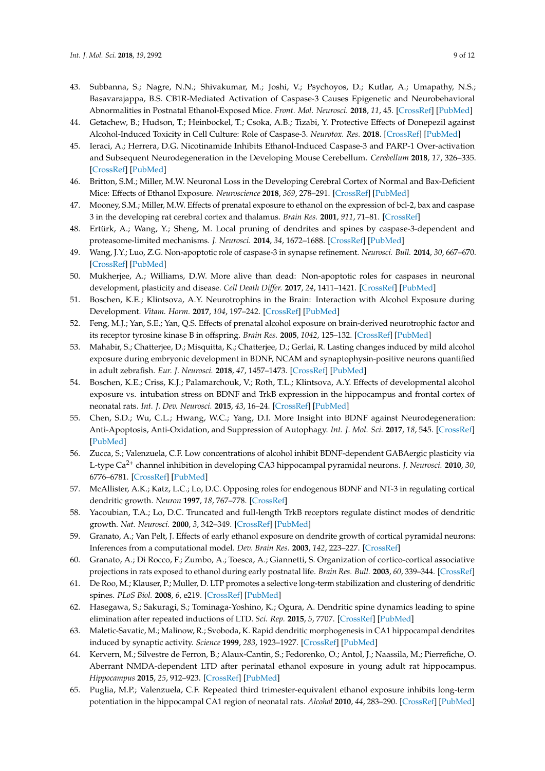43. Subbanna, S.; Nagre, N.N.; Shivakumar, M.; Joshi, V.; Psychoyos, D.; Kutlar, A.; Umapathy, N.S.; Basavarajappa, B.S. CB1R-Mediated Activation of Caspase-3 Causes Epigenetic and Neurobehavioral Abnormalities in Postnatal Ethanol-Exposed Mice. *Front. Mol. Neurosci.* **2018**, *11*, 45. [CrossRef] [PubMed]
44. Getachew, B.; Hudson, T.; Heinbockel, T.; Csoka, A.B.; Tizabi, Y. Protective Effects of Donepezil against Alcohol-Induced Toxicity in Cell Culture: Role of Caspase-3. *Neurotox. Res.* **2018**. [CrossRef] [PubMed]
45. Ieraci, A.; Herrera, D.G. Nicotinamide Inhibits Ethanol-Induced Caspase-3 and PARP-1 Over-activation and Subsequent Neurodegeneration in the Developing Mouse Cerebellum. *Cerebellum* **2018**, *17*, 326–335. [CrossRef] [PubMed]
46. Britton, S.M.; Miller, M.W. Neuronal Loss in the Developing Cerebral Cortex of Normal and Bax-Deficient Mice: Effects of Ethanol Exposure. *Neuroscience* **2018**, *369*, 278–291. [CrossRef] [PubMed]
47. Mooney, S.M.; Miller, M.W. Effects of prenatal exposure to ethanol on the expression of bcl-2, bax and caspase 3 in the developing rat cerebral cortex and thalamus. *Brain Res.* **2001**, *911*, 71–81. [CrossRef]
48. Ertürk, A.; Wang, Y.; Sheng, M. Local pruning of dendrites and spines by caspase-3-dependent and proteasome-limited mechanisms. *J. Neurosci.* **2014**, *34*, 1672–1688. [CrossRef] [PubMed]
49. Wang, J.Y.; Luo, Z.G. Non-apoptotic role of caspase-3 in synapse refinement. *Neurosci. Bull.* **2014**, *30*, 667–670. [CrossRef] [PubMed]
50. Mukherjee, A.; Williams, D.W. More alive than dead: Non-apoptotic roles for caspases in neuronal development, plasticity and disease. *Cell Death Differ.* **2017**, *24*, 1411–1421. [CrossRef] [PubMed]
51. Boschen, K.E.; Klintsova, A.Y. Neurotrophins in the Brain: Interaction with Alcohol Exposure during Development. *Vitam. Horm.* **2017**, *104*, 197–242. [CrossRef] [PubMed]
52. Feng, M.J.; Yan, S.E.; Yan, Q.S. Effects of prenatal alcohol exposure on brain-derived neurotrophic factor and its receptor tyrosine kinase B in offspring. *Brain Res.* **2005**, *1042*, 125–132. [CrossRef] [PubMed]
53. Mahabir, S.; Chatterjee, D.; Misquitta, K.; Chatterjee, D.; Gerlai, R. Lasting changes induced by mild alcohol exposure during embryonic development in BDNF, NCAM and synaptophysin-positive neurons quantified in adult zebrafish. *Eur. J. Neurosci.* **2018**, *47*, 1457–1473. [CrossRef] [PubMed]
54. Boschen, K.E.; Criss, K.J.; Palamarchouk, V.; Roth, T.L.; Klintsova, A.Y. Effects of developmental alcohol exposure vs. intubation stress on BDNF and TrkB expression in the hippocampus and frontal cortex of neonatal rats. *Int. J. Dev. Neurosci.* **2015**, *43*, 16–24. [CrossRef] [PubMed]
55. Chen, S.D.; Wu, C.L.; Hwang, W.C.; Yang, D.I. More Insight into BDNF against Neurodegeneration: Anti-Apoptosis, Anti-Oxidation, and Suppression of Autophagy. *Int. J. Mol. Sci.* **2017**, *18*, 545. [CrossRef] [PubMed]
56. Zucca, S.; Valenzuela, C.F. Low concentrations of alcohol inhibit BDNF-dependent GABAergic plasticity via L-type $Ca^{2+}$ channel inhibition in developing CA3 hippocampal pyramidal neurons. *J. Neurosci.* **2010**, *30*, 6776–6781. [CrossRef] [PubMed]
57. McAllister, A.K.; Katz, L.C.; Lo, D.C. Opposing roles for endogenous BDNF and NT-3 in regulating cortical dendritic growth. *Neuron* **1997**, *18*, 767–778. [CrossRef]
58. Yacoubian, T.A.; Lo, D.C. Truncated and full-length TrkB receptors regulate distinct modes of dendritic growth. *Nat. Neurosci.* **2000**, *3*, 342–349. [CrossRef] [PubMed]
59. Granato, A.; Van Pelt, J. Effects of early ethanol exposure on dendrite growth of cortical pyramidal neurons: Inferences from a computational model. *Dev. Brain Res.* **2003**, *142*, 223–227. [CrossRef]
60. Granato, A.; Di Rocco, F.; Zumbo, A.; Toesca, A.; Giannetti, S. Organization of cortico-cortical associative projections in rats exposed to ethanol during early postnatal life. *Brain Res. Bull.* **2003**, *60*, 339–344. [CrossRef]
61. De Roo, M.; Klauser, P.; Muller, D. LTP promotes a selective long-term stabilization and clustering of dendritic spines. *PLoS Biol.* **2008**, *6*, e219. [CrossRef] [PubMed]
62. Hasegawa, S.; Sakuragi, S.; Tominaga-Yoshino, K.; Ogura, A. Dendritic spine dynamics leading to spine elimination after repeated inductions of LTD. *Sci. Rep.* **2015**, *5*, 7707. [CrossRef] [PubMed]
63. Maletic-Savatic, M.; Malinow, R.; Svoboda, K. Rapid dendritic morphogenesis in CA1 hippocampal dendrites induced by synaptic activity. *Science* **1999**, *283*, 1923–1927. [CrossRef] [PubMed]
64. Kervern, M.; Silvestre de Ferron, B.; Alaux-Cantin, S.; Fedorenko, O.; Antol, J.; Naassila, M.; Pierrefiche, O. Aberrant NMDA-dependent LTD after perinatal ethanol exposure in young adult rat hippocampus. *Hippocampus* **2015**, *25*, 912–923. [CrossRef] [PubMed]
65. Puglia, M.P.; Valenzuela, C.F. Repeated third trimester-equivalent ethanol exposure inhibits long-term potentiation in the hippocampal CA1 region of neonatal rats. *Alcohol* **2010**, *44*, 283–290. [CrossRef] [PubMed]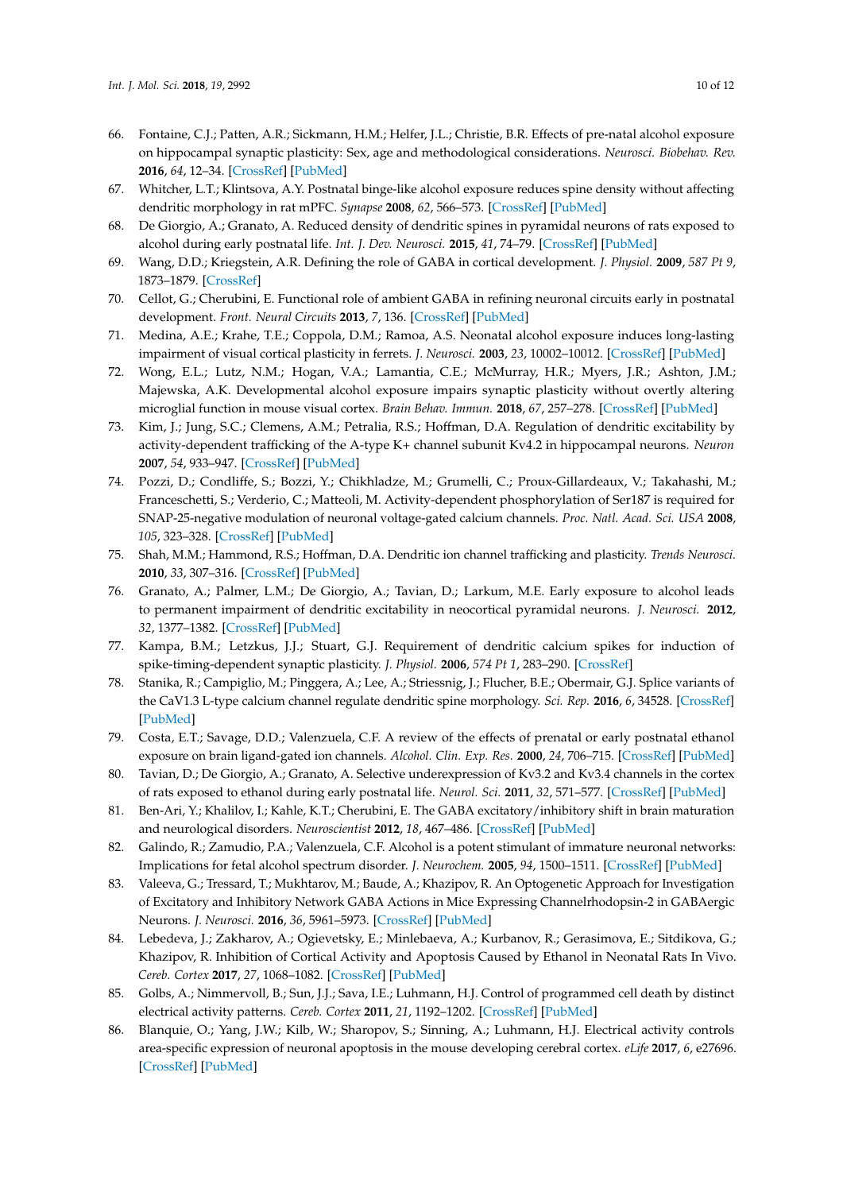66. Fontaine, C.J.; Patten, A.R.; Sickmann, H.M.; Helfer, J.L.; Christie, B.R. Effects of pre-natal alcohol exposure on hippocampal synaptic plasticity: Sex, age and methodological considerations. *Neurosci. Biobehav. Rev.* **2016**, *64*, 12–34. [CrossRef] [PubMed]
67. Whitcher, L.T.; Klintsova, A.Y. Postnatal binge-like alcohol exposure reduces spine density without affecting dendritic morphology in rat mPFC. *Synapse* **2008**, *62*, 566–573. [CrossRef] [PubMed]
68. De Giorgio, A.; Granato, A. Reduced density of dendritic spines in pyramidal neurons of rats exposed to alcohol during early postnatal life. *Int. J. Dev. Neurosci.* **2015**, *41*, 74–79. [CrossRef] [PubMed]
69. Wang, D.D.; Kriegstein, A.R. Defining the role of GABA in cortical development. *J. Physiol.* **2009**, *587 Pt 9*, 1873–1879. [CrossRef]
70. Cellot, G.; Cherubini, E. Functional role of ambient GABA in refining neuronal circuits early in postnatal development. *Front. Neural Circuits* **2013**, *7*, 136. [CrossRef] [PubMed]
71. Medina, A.E.; Krahe, T.E.; Coppola, D.M.; Ramoa, A.S. Neonatal alcohol exposure induces long-lasting impairment of visual cortical plasticity in ferrets. *J. Neurosci.* **2003**, *23*, 10002–10012. [CrossRef] [PubMed]
72. Wong, E.L.; Lutz, N.M.; Hogan, V.A.; Lamantia, C.E.; McMurray, H.R.; Myers, J.R.; Ashton, J.M.; Majewska, A.K. Developmental alcohol exposure impairs synaptic plasticity without overtly altering microglial function in mouse visual cortex. *Brain Behav. Immun.* **2018**, *67*, 257–278. [CrossRef] [PubMed]
73. Kim, J.; Jung, S.C.; Clemens, A.M.; Petralia, R.S.; Hoffman, D.A. Regulation of dendritic excitability by activity-dependent trafficking of the A-type K+ channel subunit Kv4.2 in hippocampal neurons. *Neuron* **2007**, *54*, 933–947. [CrossRef] [PubMed]
74. Pozzi, D.; Condliffe, S.; Bozzi, Y.; Chikhladze, M.; Grumelli, C.; Proux-Gillardeaux, V.; Takahashi, M.; Franceschetti, S.; Verderio, C.; Matteoli, M. Activity-dependent phosphorylation of Ser187 is required for SNAP-25-negative modulation of neuronal voltage-gated calcium channels. *Proc. Natl. Acad. Sci. USA* **2008**, *105*, 323–328. [CrossRef] [PubMed]
75. Shah, M.M.; Hammond, R.S.; Hoffman, D.A. Dendritic ion channel trafficking and plasticity. *Trends Neurosci.* **2010**, *33*, 307–316. [CrossRef] [PubMed]
76. Granato, A.; Palmer, L.M.; De Giorgio, A.; Tavian, D.; Larkum, M.E. Early exposure to alcohol leads to permanent impairment of dendritic excitability in neocortical pyramidal neurons. *J. Neurosci.* **2012**, *32*, 1377–1382. [CrossRef] [PubMed]
77. Kampa, B.M.; Letzkus, J.J.; Stuart, G.J. Requirement of dendritic calcium spikes for induction of spike-timing-dependent synaptic plasticity. *J. Physiol.* **2006**, *574 Pt 1*, 283–290. [CrossRef]
78. Stanika, R.; Campiglio, M.; Pinggera, A.; Lee, A.; Striessnig, J.; Flucher, B.E.; Obermair, G.J. Splice variants of the CaV1.3 L-type calcium channel regulate dendritic spine morphology. *Sci. Rep.* **2016**, *6*, 34528. [CrossRef] [PubMed]
79. Costa, E.T.; Savage, D.D.; Valenzuela, C.F. A review of the effects of prenatal or early postnatal ethanol exposure on brain ligand-gated ion channels. *Alcohol. Clin. Exp. Res.* **2000**, *24*, 706–715. [CrossRef] [PubMed]
80. Tavian, D.; De Giorgio, A.; Granato, A. Selective underexpression of Kv3.2 and Kv3.4 channels in the cortex of rats exposed to ethanol during early postnatal life. *Neurol. Sci.* **2011**, *32*, 571–577. [CrossRef] [PubMed]
81. Ben-Ari, Y.; Khalilov, I.; Kahle, K.T.; Cherubini, E. The GABA excitatory/inhibitory shift in brain maturation and neurological disorders. *Neuroscientist* **2012**, *18*, 467–486. [CrossRef] [PubMed]
82. Galindo, R.; Zamudio, P.A.; Valenzuela, C.F. Alcohol is a potent stimulant of immature neuronal networks: Implications for fetal alcohol spectrum disorder. *J. Neurochem.* **2005**, *94*, 1500–1511. [CrossRef] [PubMed]
83. Valeeva, G.; Tressard, T.; Mukhtarov, M.; Baude, A.; Khazipov, R. An Optogenetic Approach for Investigation of Excitatory and Inhibitory Network GABA Actions in Mice Expressing Channelrhodopsin-2 in GABAergic Neurons. *J. Neurosci.* **2016**, *36*, 5961–5973. [CrossRef] [PubMed]
84. Lebedeva, J.; Zakharov, A.; Ogievetsky, E.; Minlebaeva, A.; Kurbanov, R.; Gerasimova, E.; Sitdikova, G.; Khazipov, R. Inhibition of Cortical Activity and Apoptosis Caused by Ethanol in Neonatal Rats In Vivo. *Cereb. Cortex* **2017**, *27*, 1068–1082. [CrossRef] [PubMed]
85. Golbs, A.; Nimmervoll, B.; Sun, J.J.; Sava, I.E.; Luhmann, H.J. Control of programmed cell death by distinct electrical activity patterns. *Cereb. Cortex* **2011**, *21*, 1192–1202. [CrossRef] [PubMed]
86. Blanquie, O.; Yang, J.W.; Kilb, W.; Sharopov, S.; Sinning, A.; Luhmann, H.J. Electrical activity controls area-specific expression of neuronal apoptosis in the mouse developing cerebral cortex. *eLife* **2017**, *6*, e27696. [CrossRef] [PubMed]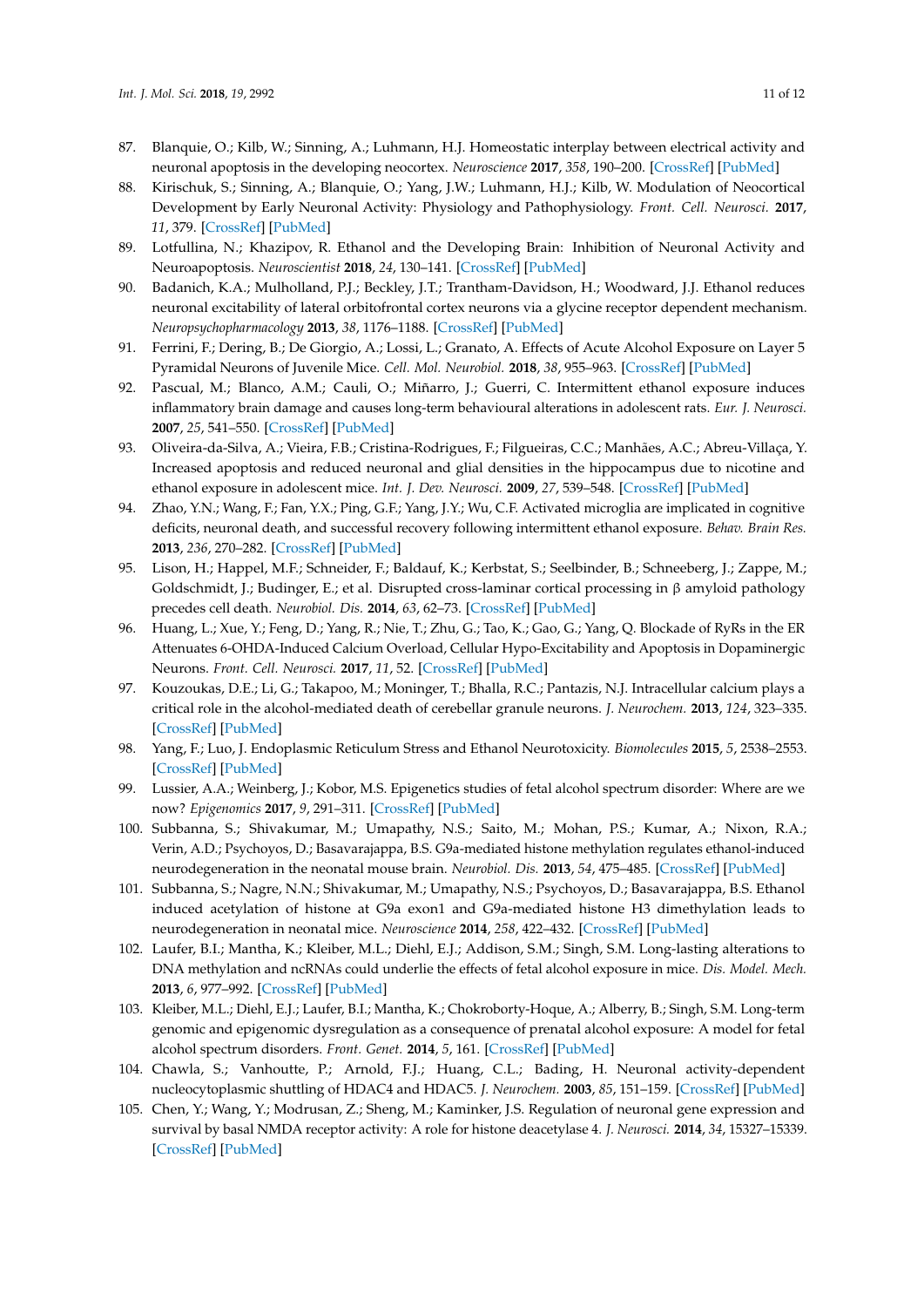87. Blanquie, O.; Kilb, W.; Sinning, A.; Luhmann, H.J. Homeostatic interplay between electrical activity and neuronal apoptosis in the developing neocortex. *Neuroscience* **2017**, *358*, 190–200. [CrossRef] [PubMed]
88. Kirischuk, S.; Sinning, A.; Blanquie, O.; Yang, J.W.; Luhmann, H.J.; Kilb, W. Modulation of Neocortical Development by Early Neuronal Activity: Physiology and Pathophysiology. *Front. Cell. Neurosci.* **2017**, *11*, 379. [CrossRef] [PubMed]
89. Lotfullina, N.; Khazipov, R. Ethanol and the Developing Brain: Inhibition of Neuronal Activity and Neuroapoptosis. *Neuroscientist* **2018**, *24*, 130–141. [CrossRef] [PubMed]
90. Badanich, K.A.; Mulholland, P.J.; Beckley, J.T.; Trantham-Davidson, H.; Woodward, J.J. Ethanol reduces neuronal excitability of lateral orbitofrontal cortex neurons via a glycine receptor dependent mechanism. *Neuropsychopharmacology* **2013**, *38*, 1176–1188. [CrossRef] [PubMed]
91. Ferrini, F.; Dering, B.; De Giorgio, A.; Lossi, L.; Granato, A. Effects of Acute Alcohol Exposure on Layer 5 Pyramidal Neurons of Juvenile Mice. *Cell. Mol. Neurobiol.* **2018**, *38*, 955–963. [CrossRef] [PubMed]
92. Pascual, M.; Blanco, A.M.; Cauli, O.; Miñarro, J.; Guerri, C. Intermittent ethanol exposure induces inflammatory brain damage and causes long-term behavioural alterations in adolescent rats. *Eur. J. Neurosci.* **2007**, *25*, 541–550. [CrossRef] [PubMed]
93. Oliveira-da-Silva, A.; Vieira, F.B.; Cristina-Rodrigues, F.; Filgueiras, C.C.; Manhães, A.C.; Abreu-Villaça, Y. Increased apoptosis and reduced neuronal and glial densities in the hippocampus due to nicotine and ethanol exposure in adolescent mice. *Int. J. Dev. Neurosci.* **2009**, *27*, 539–548. [CrossRef] [PubMed]
94. Zhao, Y.N.; Wang, F.; Fan, Y.X.; Ping, G.F.; Yang, J.Y.; Wu, C.F. Activated microglia are implicated in cognitive deficits, neuronal death, and successful recovery following intermittent ethanol exposure. *Behav. Brain Res.* **2013**, *236*, 270–282. [CrossRef] [PubMed]
95. Lison, H.; Happel, M.F.; Schneider, F.; Baldauf, K.; Kerbstat, S.; Seelbinder, B.; Schneeberg, J.; Zappe, M.; Goldschmidt, J.; Budinger, E.; et al. Disrupted cross-laminar cortical processing in β amyloid pathology precedes cell death. *Neurobiol. Dis.* **2014**, *63*, 62–73. [CrossRef] [PubMed]
96. Huang, L.; Xue, Y.; Feng, D.; Yang, R.; Nie, T.; Zhu, G.; Tao, K.; Gao, G.; Yang, Q. Blockade of RyRs in the ER Attenuates 6-OHDA-Induced Calcium Overload, Cellular Hypo-Excitability and Apoptosis in Dopaminergic Neurons. *Front. Cell. Neurosci.* **2017**, *11*, 52. [CrossRef] [PubMed]
97. Kouzoukas, D.E.; Li, G.; Takapoo, M.; Moninger, T.; Bhalla, R.C.; Pantazis, N.J. Intracellular calcium plays a critical role in the alcohol-mediated death of cerebellar granule neurons. *J. Neurochem.* **2013**, *124*, 323–335. [CrossRef] [PubMed]
98. Yang, F.; Luo, J. Endoplasmic Reticulum Stress and Ethanol Neurotoxicity. *Biomolecules* **2015**, *5*, 2538–2553. [CrossRef] [PubMed]
99. Lussier, A.A.; Weinberg, J.; Kobor, M.S. Epigenetics studies of fetal alcohol spectrum disorder: Where are we now? *Epigenomics* **2017**, *9*, 291–311. [CrossRef] [PubMed]
100. Subbanna, S.; Shivakumar, M.; Umapathy, N.S.; Saito, M.; Mohan, P.S.; Kumar, A.; Nixon, R.A.; Verin, A.D.; Psychoyos, D.; Basavarajappa, B.S. G9a-mediated histone methylation regulates ethanol-induced neurodegeneration in the neonatal mouse brain. *Neurobiol. Dis.* **2013**, *54*, 475–485. [CrossRef] [PubMed]
101. Subbanna, S.; Nagre, N.N.; Shivakumar, M.; Umapathy, N.S.; Psychoyos, D.; Basavarajappa, B.S. Ethanol induced acetylation of histone at G9a exon1 and G9a-mediated histone H3 dimethylation leads to neurodegeneration in neonatal mice. *Neuroscience* **2014**, *258*, 422–432. [CrossRef] [PubMed]
102. Laufer, B.I.; Mantha, K.; Kleiber, M.L.; Diehl, E.J.; Addison, S.M.; Singh, S.M. Long-lasting alterations to DNA methylation and ncRNAs could underlie the effects of fetal alcohol exposure in mice. *Dis. Model. Mech.* **2013**, *6*, 977–992. [CrossRef] [PubMed]
103. Kleiber, M.L.; Diehl, E.J.; Laufer, B.I.; Mantha, K.; Chokroborty-Hoque, A.; Alberry, B.; Singh, S.M. Long-term genomic and epigenomic dysregulation as a consequence of prenatal alcohol exposure: A model for fetal alcohol spectrum disorders. *Front. Genet.* **2014**, *5*, 161. [CrossRef] [PubMed]
104. Chawla, S.; Vanhoutte, P.; Arnold, F.J.; Huang, C.L.; Bading, H. Neuronal activity-dependent nucleocytoplasmic shuttling of HDAC4 and HDAC5. *J. Neurochem.* **2003**, *85*, 151–159. [CrossRef] [PubMed]
105. Chen, Y.; Wang, Y.; Modrusan, Z.; Sheng, M.; Kaminker, J.S. Regulation of neuronal gene expression and survival by basal NMDA receptor activity: A role for histone deacetylase 4. *J. Neurosci.* **2014**, *34*, 15327–15339. [CrossRef] [PubMed]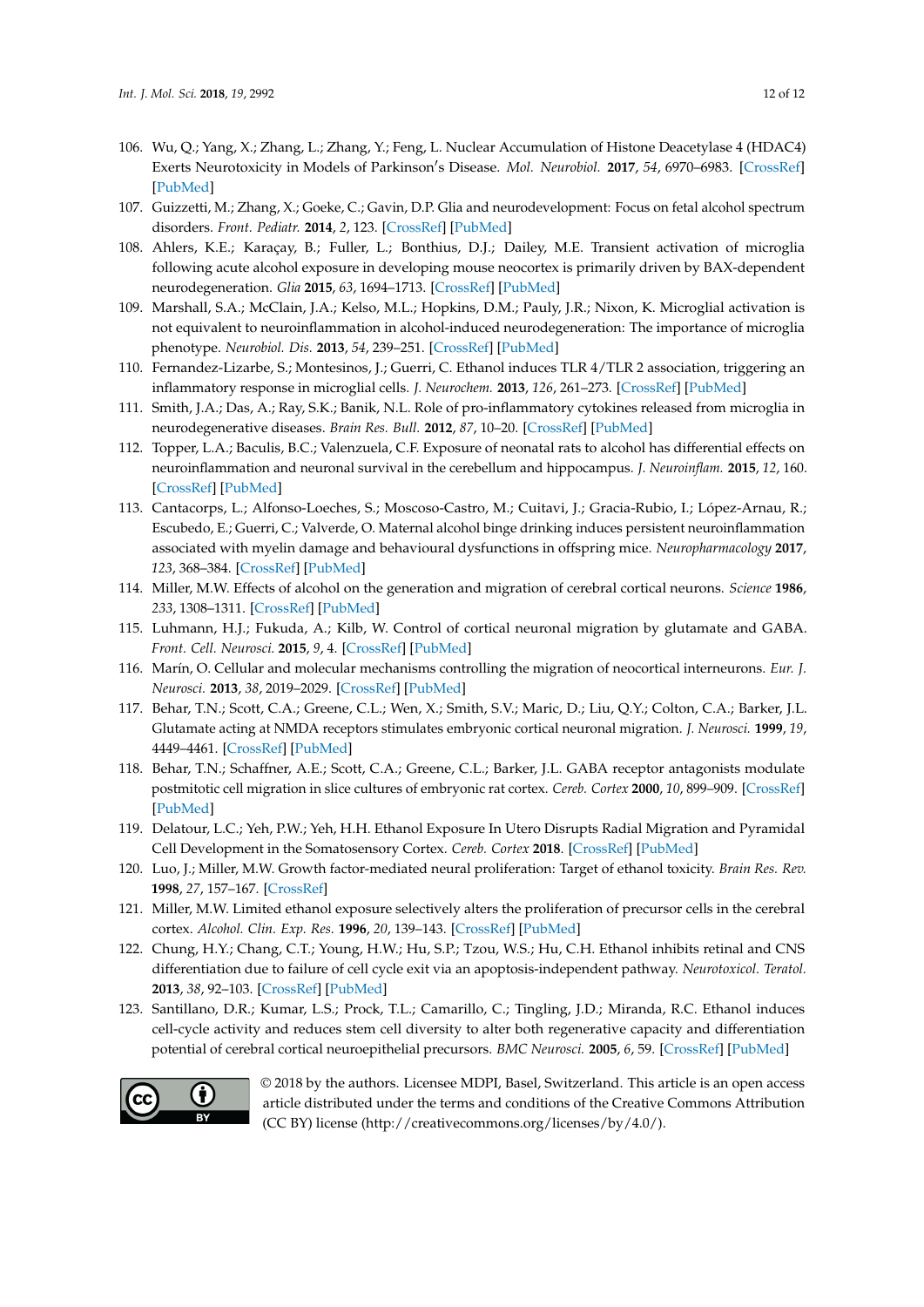106. Wu, Q.; Yang, X.; Zhang, L.; Zhang, Y.; Feng, L. Nuclear Accumulation of Histone Deacetylase 4 (HDAC4) Exerts Neurotoxicity in Models of Parkinson's Disease. *Mol. Neurobiol.* **2017**, *54*, 6970–6983. [CrossRef] [PubMed]
107. Guizzetti, M.; Zhang, X.; Goeke, C.; Gavin, D.P. Glia and neurodevelopment: Focus on fetal alcohol spectrum disorders. *Front. Pediatr.* **2014**, *2*, 123. [CrossRef] [PubMed]
108. Ahlers, K.E.; Karaçay, B.; Fuller, L.; Bonthius, D.J.; Dailey, M.E. Transient activation of microglia following acute alcohol exposure in developing mouse neocortex is primarily driven by BAX-dependent neurodegeneration. *Glia* **2015**, *63*, 1694–1713. [CrossRef] [PubMed]
109. Marshall, S.A.; McClain, J.A.; Kelso, M.L.; Hopkins, D.M.; Pauly, J.R.; Nixon, K. Microglial activation is not equivalent to neuroinflammation in alcohol-induced neurodegeneration: The importance of microglia phenotype. *Neurobiol. Dis.* **2013**, *54*, 239–251. [CrossRef] [PubMed]
110. Fernandez-Lizarbe, S.; Montesinos, J.; Guerri, C. Ethanol induces TLR 4/TLR 2 association, triggering an inflammatory response in microglial cells. *J. Neurochem.* **2013**, *126*, 261–273. [CrossRef] [PubMed]
111. Smith, J.A.; Das, A.; Ray, S.K.; Banik, N.L. Role of pro-inflammatory cytokines released from microglia in neurodegenerative diseases. *Brain Res. Bull.* **2012**, *87*, 10–20. [CrossRef] [PubMed]
112. Topper, L.A.; Baculis, B.C.; Valenzuela, C.F. Exposure of neonatal rats to alcohol has differential effects on neuroinflammation and neuronal survival in the cerebellum and hippocampus. *J. Neuroinflam.* **2015**, *12*, 160. [CrossRef] [PubMed]
113. Cantacorps, L.; Alfonso-Loeches, S.; Moscoso-Castro, M.; Cuitavi, J.; Gracia-Rubio, I.; López-Arnau, R.; Escubedo, E.; Guerri, C.; Valverde, O. Maternal alcohol binge drinking induces persistent neuroinflammation associated with myelin damage and behavioural dysfunctions in offspring mice. *Neuropharmacology* **2017**, *123*, 368–384. [CrossRef] [PubMed]
114. Miller, M.W. Effects of alcohol on the generation and migration of cerebral cortical neurons. *Science* **1986**, *233*, 1308–1311. [CrossRef] [PubMed]
115. Luhmann, H.J.; Fukuda, A.; Kilb, W. Control of cortical neuronal migration by glutamate and GABA. *Front. Cell. Neurosci.* **2015**, *9*, 4. [CrossRef] [PubMed]
116. Marín, O. Cellular and molecular mechanisms controlling the migration of neocortical interneurons. *Eur. J. Neurosci.* **2013**, *38*, 2019–2029. [CrossRef] [PubMed]
117. Behar, T.N.; Scott, C.A.; Greene, C.L.; Wen, X.; Smith, S.V.; Maric, D.; Liu, Q.Y.; Colton, C.A.; Barker, J.L. Glutamate acting at NMDA receptors stimulates embryonic cortical neuronal migration. *J. Neurosci.* **1999**, *19*, 4449–4461. [CrossRef] [PubMed]
118. Behar, T.N.; Schaffner, A.E.; Scott, C.A.; Greene, C.L.; Barker, J.L. GABA receptor antagonists modulate postmitotic cell migration in slice cultures of embryonic rat cortex. *Cereb. Cortex* **2000**, *10*, 899–909. [CrossRef] [PubMed]
119. Delatour, L.C.; Yeh, P.W.; Yeh, H.H. Ethanol Exposure In Utero Disrupts Radial Migration and Pyramidal Cell Development in the Somatosensory Cortex. *Cereb. Cortex* **2018**. [CrossRef] [PubMed]
120. Luo, J.; Miller, M.W. Growth factor-mediated neural proliferation: Target of ethanol toxicity. *Brain Res. Rev.* **1998**, *27*, 157–167. [CrossRef]
121. Miller, M.W. Limited ethanol exposure selectively alters the proliferation of precursor cells in the cerebral cortex. *Alcohol. Clin. Exp. Res.* **1996**, *20*, 139–143. [CrossRef] [PubMed]
122. Chung, H.Y.; Chang, C.T.; Young, H.W.; Hu, S.P.; Tzou, W.S.; Hu, C.H. Ethanol inhibits retinal and CNS differentiation due to failure of cell cycle exit via an apoptosis-independent pathway. *Neurotoxicol. Teratol.* **2013**, *38*, 92–103. [CrossRef] [PubMed]
123. Santillano, D.R.; Kumar, L.S.; Prock, T.L.; Camarillo, C.; Tingling, J.D.; Miranda, R.C. Ethanol induces cell-cycle activity and reduces stem cell diversity to alter both regenerative capacity and differentiation potential of cerebral cortical neuroepithelial precursors. *BMC Neurosci.* **2005**, *6*, 59. [CrossRef] [PubMed]

© 2018 by the authors. Licensee MDPI, Basel, Switzerland. This article is an open access article distributed under the terms and conditions of the Creative Commons Attribution (CC BY) license (http://creativecommons.org/licenses/by/4.0/).